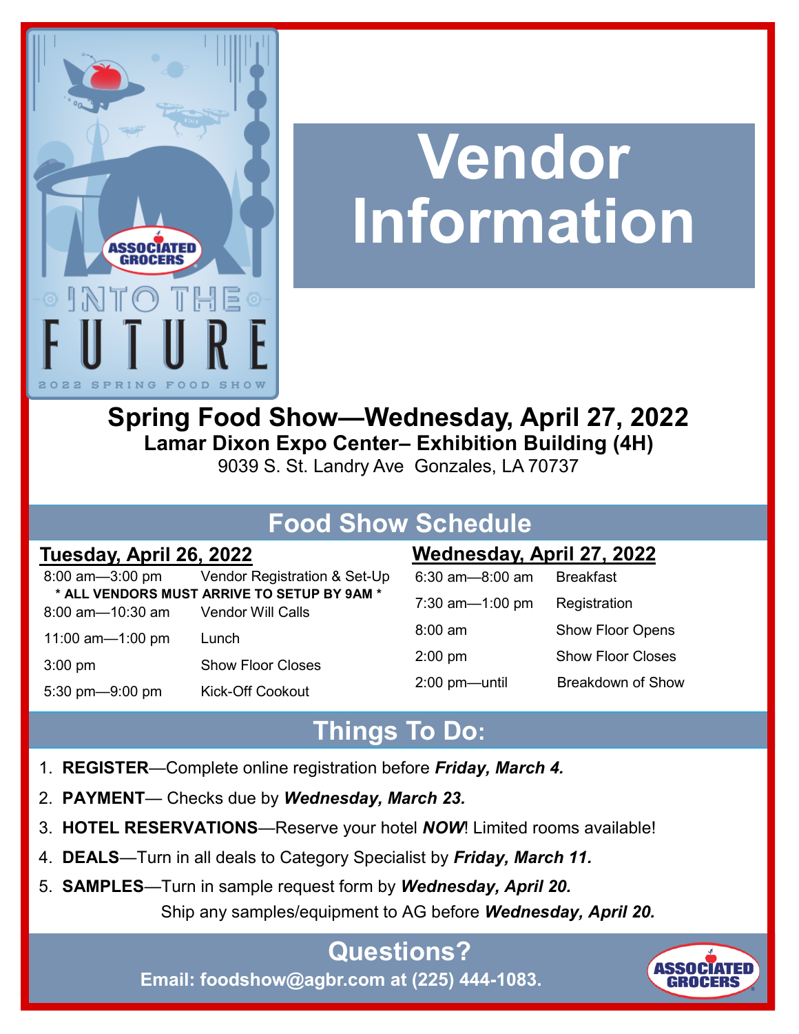# Vendor Information

## Spring Food Show—Wednesday, April 27, 2022

### Lamar Dixon Expo Center– Exhibition Building (4H)

9039 S. St. Landry Ave Gonzales, LA 70737

## Food Show Schedule

**Tuesday, April 26, 2022**

| | |
|---|---|
| 8:00 am—3:00 pm | Vendor Registration & Set-Up |
| **\* ALL VENDORS MUST ARRIVE TO SETUP BY 9AM \*** | |
| 8:00 am—10:30 am | Vendor Will Calls |
| 11:00 am—1:00 pm | Lunch |
| 3:00 pm | Show Floor Closes |
| 5:30 pm—9:00 pm | Kick-Off Cookout |

**Wednesday, April 27, 2022**

| | |
|---|---|
| 6:30 am—8:00 am | Breakfast |
| 7:30 am—1:00 pm | Registration |
| 8:00 am | Show Floor Opens |
| 2:00 pm | Show Floor Closes |
| 2:00 pm—until | Breakdown of Show |

## Things To Do:

1. **REGISTER**—Complete online registration before ***Friday, March 4.***
2. **PAYMENT**— Checks due by ***Wednesday, March 23.***
3. **HOTEL RESERVATIONS**—Reserve your hotel ***NOW***! Limited rooms available!
4. **DEALS**—Turn in all deals to Category Specialist by ***Friday, March 11.***
5. **SAMPLES**—Turn in sample request form by ***Wednesday, April 20.***
   Ship any samples/equipment to AG before ***Wednesday, April 20.***

## Questions?

**Email: foodshow@agbr.com at (225) 444-1083.**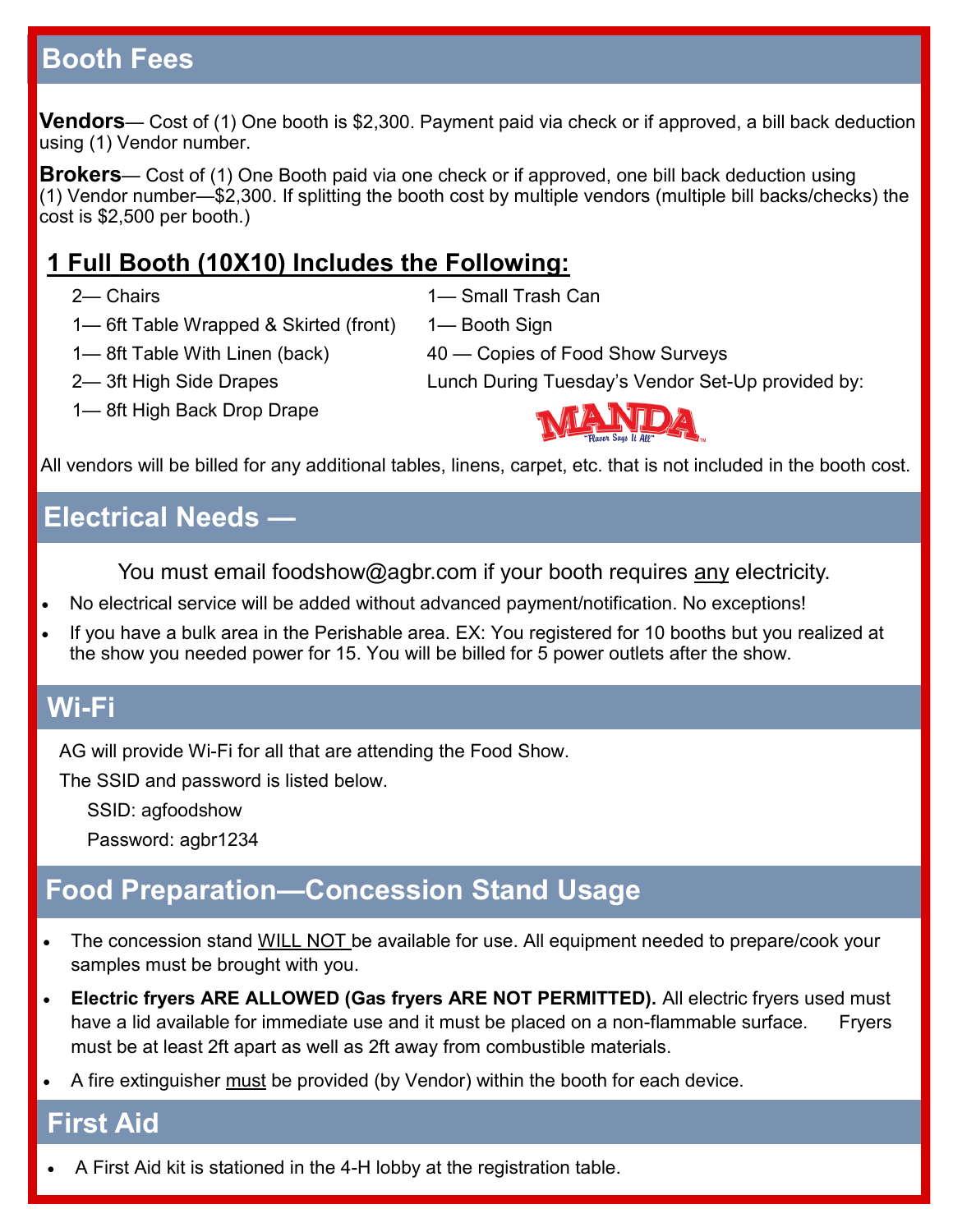## Booth Fees

**Vendors**— Cost of (1) One booth is $2,300. Payment paid via check or if approved, a bill back deduction using (1) Vendor number.

**Brokers**— Cost of (1) One Booth paid via one check or if approved, one bill back deduction using (1) Vendor number—$2,300. If splitting the booth cost by multiple vendors (multiple bill backs/checks) the cost is $2,500 per booth.)

### 1 Full Booth (10X10) Includes the Following:

- 2— Chairs
- 1— 6ft Table Wrapped & Skirted (front)
- 1— 8ft Table With Linen (back)
- 2— 3ft High Side Drapes
- 1— 8ft High Back Drop Drape
- 1— Small Trash Can
- 1— Booth Sign
- 40 — Copies of Food Show Surveys
- Lunch During Tuesday's Vendor Set-Up provided by: MANDA "Flavor Says It All"

All vendors will be billed for any additional tables, linens, carpet, etc. that is not included in the booth cost.

## Electrical Needs —

You must email foodshow@agbr.com if your booth requires any electricity.

- No electrical service will be added without advanced payment/notification. No exceptions!
- If you have a bulk area in the Perishable area. EX: You registered for 10 booths but you realized at the show you needed power for 15. You will be billed for 5 power outlets after the show.

## Wi-Fi

AG will provide Wi-Fi for all that are attending the Food Show.

The SSID and password is listed below.

SSID: agfoodshow

Password: agbr1234

## Food Preparation—Concession Stand Usage

- The concession stand WILL NOT be available for use. All equipment needed to prepare/cook your samples must be brought with you.
- **Electric fryers ARE ALLOWED (Gas fryers ARE NOT PERMITTED).** All electric fryers used must have a lid available for immediate use and it must be placed on a non-flammable surface. Fryers must be at least 2ft apart as well as 2ft away from combustible materials.
- A fire extinguisher must be provided (by Vendor) within the booth for each device.

## First Aid

- A First Aid kit is stationed in the 4-H lobby at the registration table.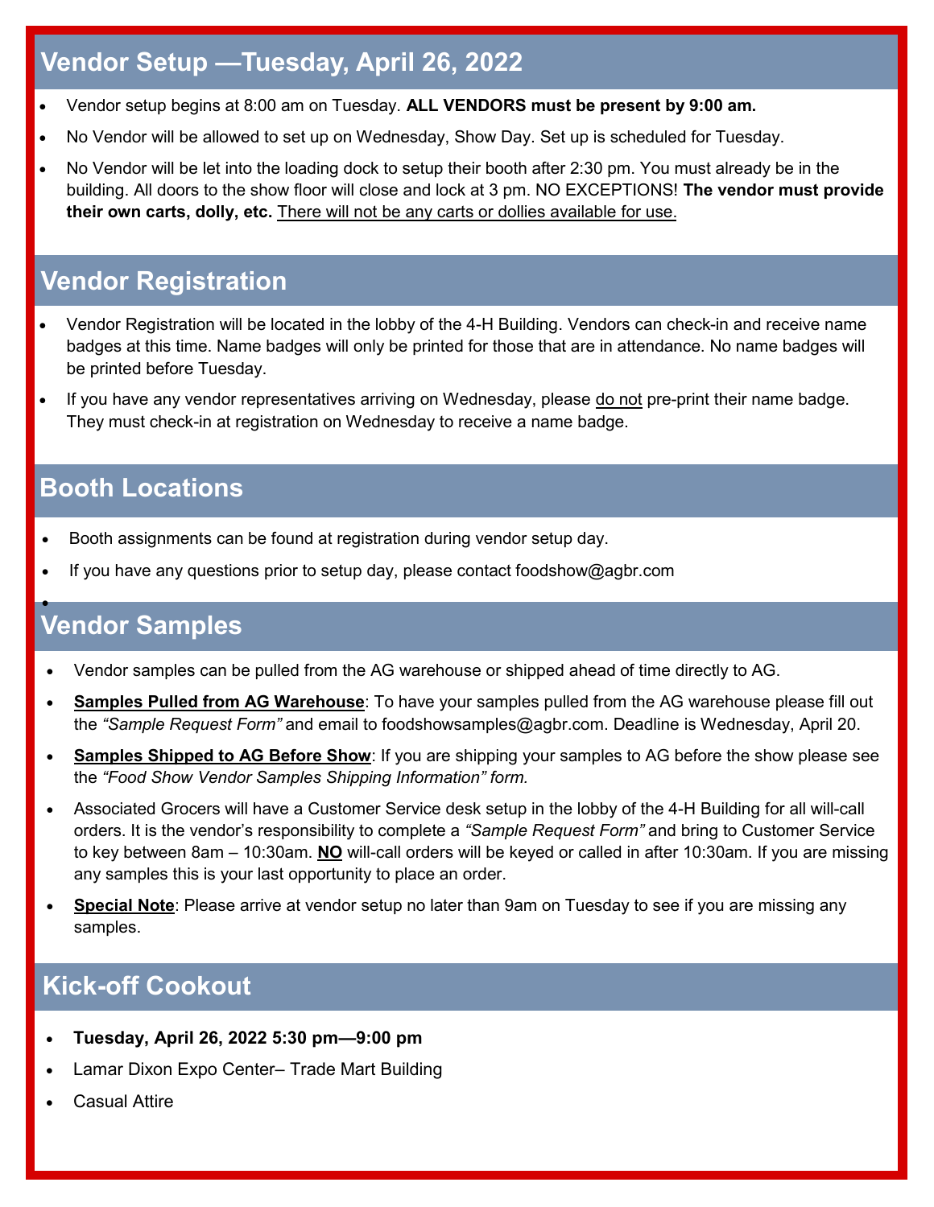## Vendor Setup —Tuesday, April 26, 2022

- Vendor setup begins at 8:00 am on Tuesday. **ALL VENDORS must be present by 9:00 am.**
- No Vendor will be allowed to set up on Wednesday, Show Day. Set up is scheduled for Tuesday.
- No Vendor will be let into the loading dock to setup their booth after 2:30 pm. You must already be in the building. All doors to the show floor will close and lock at 3 pm. NO EXCEPTIONS! **The vendor must provide their own carts, dolly, etc.** There will not be any carts or dollies available for use.

## Vendor Registration

- Vendor Registration will be located in the lobby of the 4-H Building. Vendors can check-in and receive name badges at this time. Name badges will only be printed for those that are in attendance. No name badges will be printed before Tuesday.
- If you have any vendor representatives arriving on Wednesday, please do not pre-print their name badge. They must check-in at registration on Wednesday to receive a name badge.

## Booth Locations

- Booth assignments can be found at registration during vendor setup day.
- If you have any questions prior to setup day, please contact foodshow@agbr.com

## Vendor Samples

- Vendor samples can be pulled from the AG warehouse or shipped ahead of time directly to AG.
- **Samples Pulled from AG Warehouse**: To have your samples pulled from the AG warehouse please fill out the *"Sample Request Form"* and email to foodshowsamples@agbr.com. Deadline is Wednesday, April 20.
- **Samples Shipped to AG Before Show**: If you are shipping your samples to AG before the show please see the *"Food Show Vendor Samples Shipping Information" form.*
- Associated Grocers will have a Customer Service desk setup in the lobby of the 4-H Building for all will-call orders. It is the vendor's responsibility to complete a *"Sample Request Form"* and bring to Customer Service to key between 8am – 10:30am. **NO** will-call orders will be keyed or called in after 10:30am. If you are missing any samples this is your last opportunity to place an order.
- **Special Note**: Please arrive at vendor setup no later than 9am on Tuesday to see if you are missing any samples.

## Kick-off Cookout

- **Tuesday, April 26, 2022 5:30 pm—9:00 pm**
- Lamar Dixon Expo Center– Trade Mart Building
- Casual Attire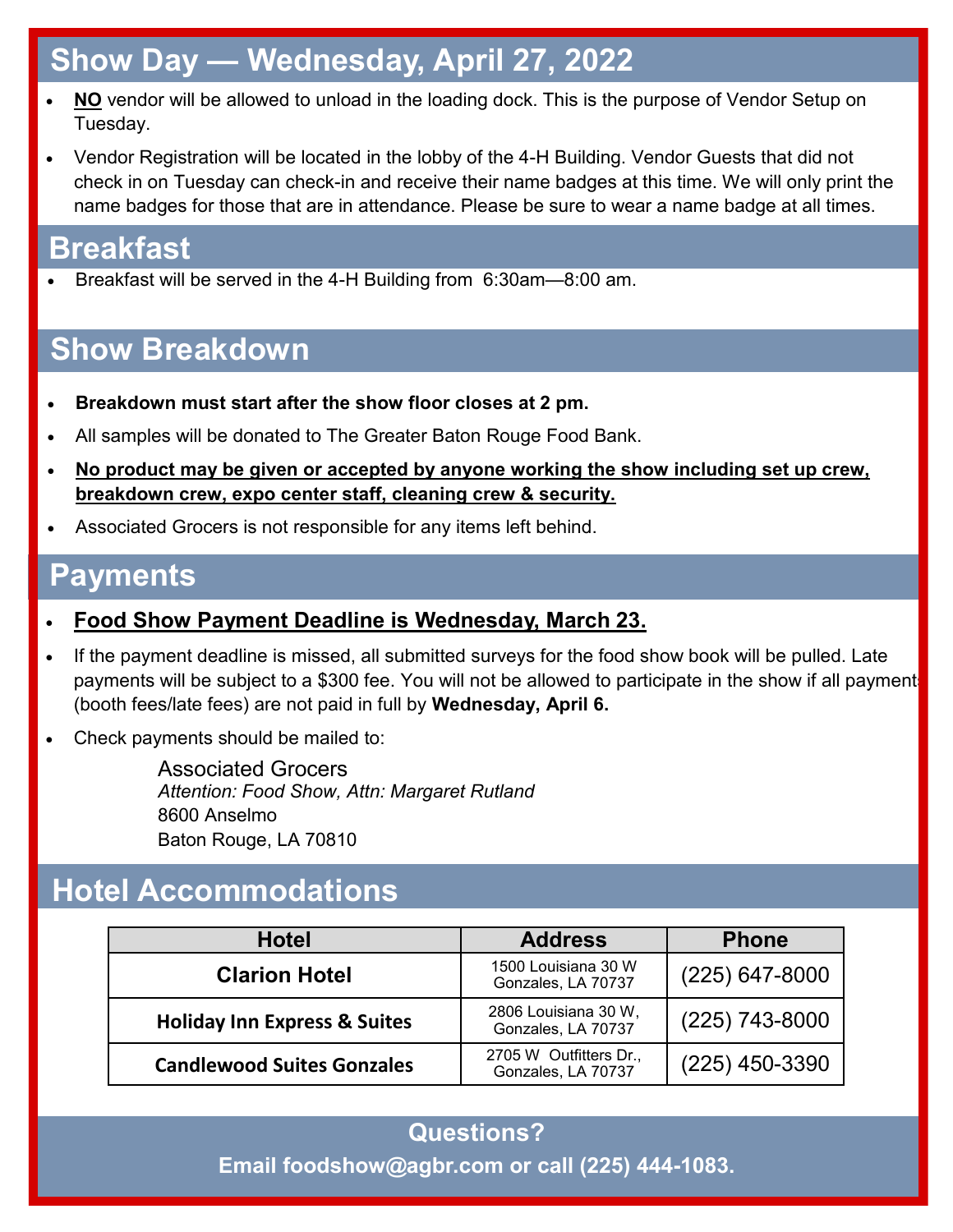## Show Day — Wednesday, April 27, 2022

- **NO** vendor will be allowed to unload in the loading dock. This is the purpose of Vendor Setup on Tuesday.
- Vendor Registration will be located in the lobby of the 4-H Building. Vendor Guests that did not check in on Tuesday can check-in and receive their name badges at this time. We will only print the name badges for those that are in attendance. Please be sure to wear a name badge at all times.

## Breakfast

- Breakfast will be served in the 4-H Building from 6:30am—8:00 am.

## Show Breakdown

- **Breakdown must start after the show floor closes at 2 pm.**
- All samples will be donated to The Greater Baton Rouge Food Bank.
- **No product may be given or accepted by anyone working the show including set up crew, breakdown crew, expo center staff, cleaning crew & security.**
- Associated Grocers is not responsible for any items left behind.

## Payments

- **Food Show Payment Deadline is Wednesday, March 23.**
- If the payment deadline is missed, all submitted surveys for the food show book will be pulled. Late payments will be subject to a $300 fee. You will not be allowed to participate in the show if all payments (booth fees/late fees) are not paid in full by **Wednesday, April 6.**
- Check payments should be mailed to:

  Associated Grocers
  *Attention: Food Show, Attn: Margaret Rutland*
  8600 Anselmo
  Baton Rouge, LA 70810

## Hotel Accommodations

| Hotel | Address | Phone |
|---|---|---|
| **Clarion Hotel** | 1500 Louisiana 30 W Gonzales, LA 70737 | (225) 647-8000 |
| **Holiday Inn Express & Suites** | 2806 Louisiana 30 W, Gonzales, LA 70737 | (225) 743-8000 |
| **Candlewood Suites Gonzales** | 2705 W Outfitters Dr., Gonzales, LA 70737 | (225) 450-3390 |

**Questions?**

**Email foodshow@agbr.com or call (225) 444-1083.**